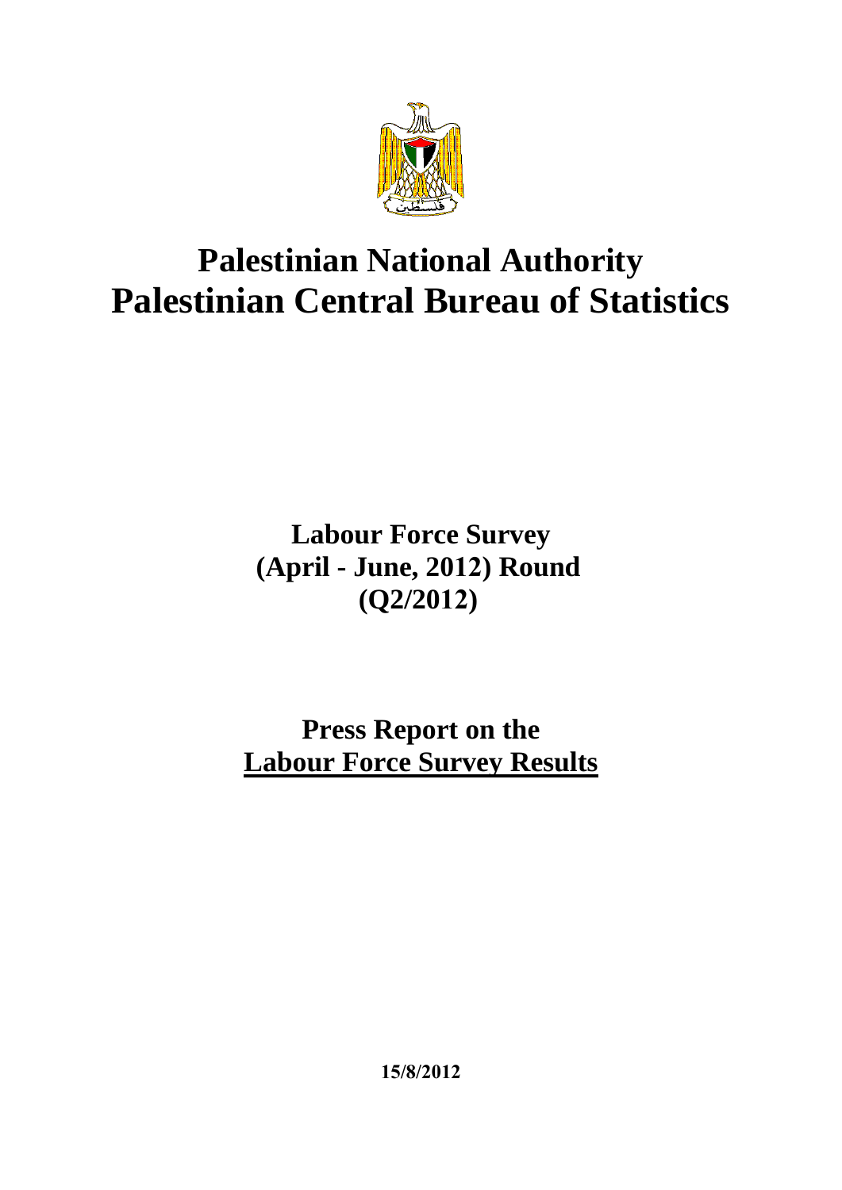# Palestinian National Authority
# Palestinian Central Bureau of Statistics

## Labour Force Survey
## (April - June, 2012) Round
## (Q2/2012)

## Press Report on the
## Labour Force Survey Results

**15/8/2012**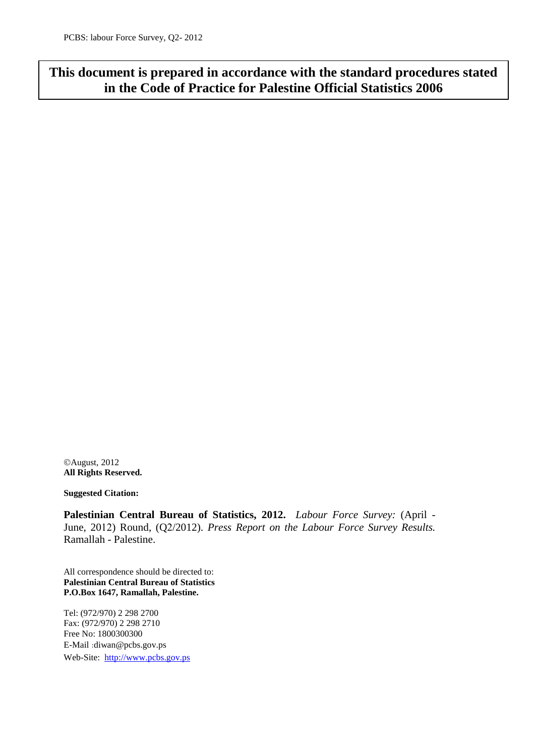**This document is prepared in accordance with the standard procedures stated in the Code of Practice for Palestine Official Statistics 2006**

©August, 2012
**All Rights Reserved.**

**Suggested Citation:**

**Palestinian Central Bureau of Statistics, 2012.** *Labour Force Survey:* (April - June, 2012) Round, (Q2/2012). *Press Report on the Labour Force Survey Results.* Ramallah - Palestine.

All correspondence should be directed to:
**Palestinian Central Bureau of Statistics**
**P.O.Box 1647, Ramallah, Palestine.**

Tel: (972/970) 2 298 2700
Fax: (972/970) 2 298 2710
Free No: 1800300300
E-Mail :diwan@pcbs.gov.ps
Web-Site: http://www.pcbs.gov.ps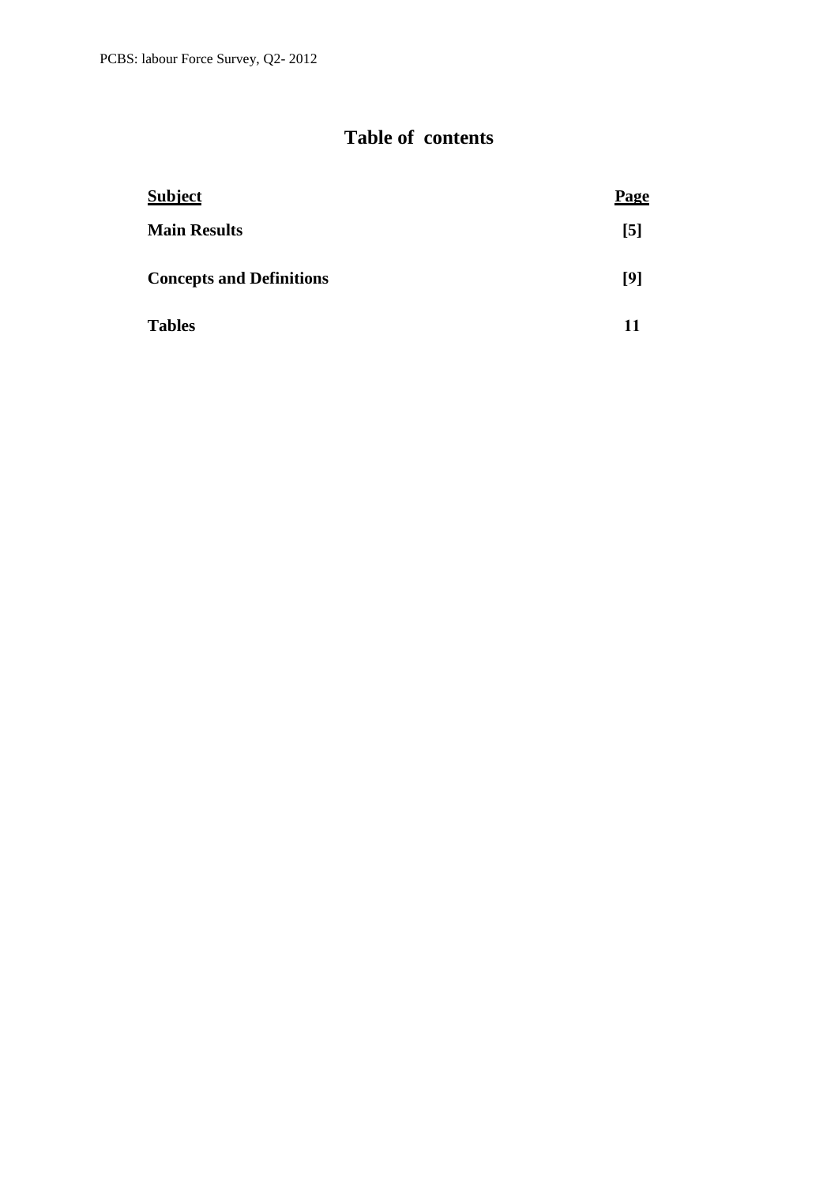# Table of contents

| Subject | Page |
|---|---|
| **Main Results** | **[5]** |
| **Concepts and Definitions** | **[9]** |
| **Tables** | **11** |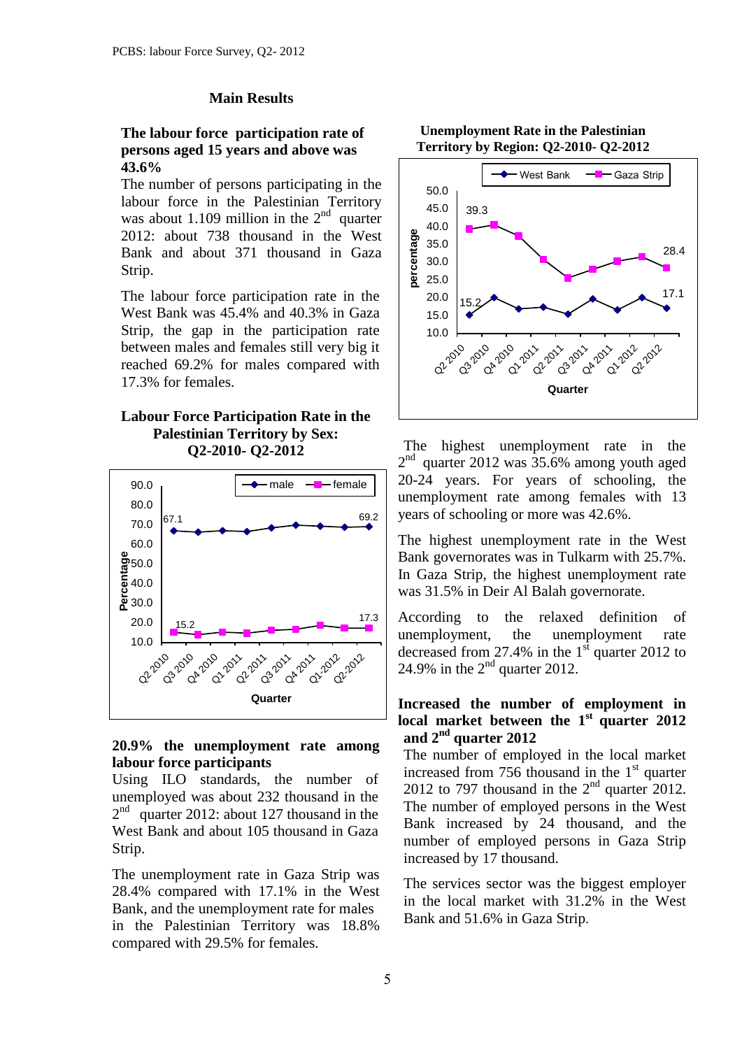## Main Results

### The labour force participation rate of persons aged 15 years and above was 43.6%

The number of persons participating in the labour force in the Palestinian Territory was about 1.109 million in the 2nd quarter 2012: about 738 thousand in the West Bank and about 371 thousand in Gaza Strip.

The labour force participation rate in the West Bank was 45.4% and 40.3% in Gaza Strip, the gap in the participation rate between males and females still very big it reached 69.2% for males compared with 17.3% for females.

**Labour Force Participation Rate in the Palestinian Territory by Sex: Q2-2010- Q2-2012**

### 20.9% the unemployment rate among labour force participants

Using ILO standards, the number of unemployed was about 232 thousand in the 2nd quarter 2012: about 127 thousand in the West Bank and about 105 thousand in Gaza Strip.

The unemployment rate in Gaza Strip was 28.4% compared with 17.1% in the West Bank, and the unemployment rate for males in the Palestinian Territory was 18.8% compared with 29.5% for females.

**Unemployment Rate in the Palestinian Territory by Region: Q2-2010- Q2-2012**

The highest unemployment rate in the 2nd quarter 2012 was 35.6% among youth aged 20-24 years. For years of schooling, the unemployment rate among females with 13 years of schooling or more was 42.6%.

The highest unemployment rate in the West Bank governorates was in Tulkarm with 25.7%. In Gaza Strip, the highest unemployment rate was 31.5% in Deir Al Balah governorate.

According to the relaxed definition of unemployment, the unemployment rate decreased from 27.4% in the 1st quarter 2012 to 24.9% in the 2nd quarter 2012.

### Increased the number of employment in local market between the 1st quarter 2012 and 2nd quarter 2012

The number of employed in the local market increased from 756 thousand in the 1st quarter 2012 to 797 thousand in the 2nd quarter 2012. The number of employed persons in the West Bank increased by 24 thousand, and the number of employed persons in Gaza Strip increased by 17 thousand.

The services sector was the biggest employer in the local market with 31.2% in the West Bank and 51.6% in Gaza Strip.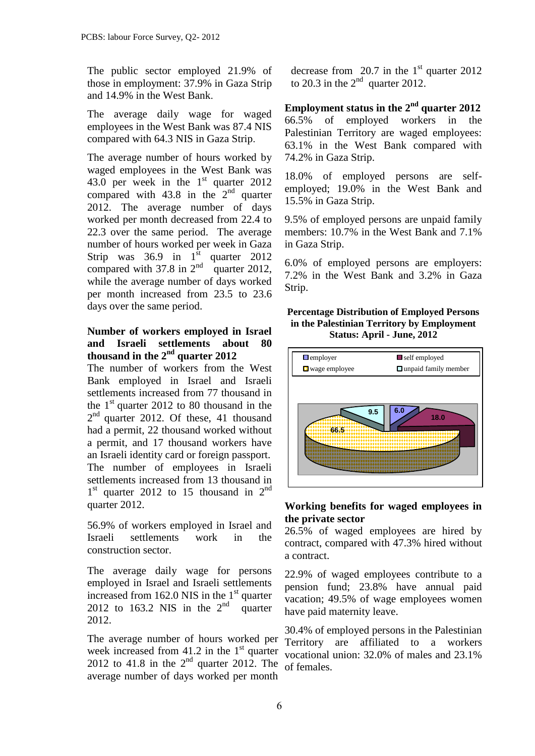The public sector employed 21.9% of those in employment: 37.9% in Gaza Strip and 14.9% in the West Bank.

The average daily wage for waged employees in the West Bank was 87.4 NIS compared with 64.3 NIS in Gaza Strip.

The average number of hours worked by waged employees in the West Bank was 43.0 per week in the 1st quarter 2012 compared with 43.8 in the 2nd quarter 2012. The average number of days worked per month decreased from 22.4 to 22.3 over the same period. The average number of hours worked per week in Gaza Strip was 36.9 in 1st quarter 2012 compared with 37.8 in 2nd quarter 2012, while the average number of days worked per month increased from 23.5 to 23.6 days over the same period.

### Number of workers employed in Israel and Israeli settlements about 80 thousand in the 2nd quarter 2012

The number of workers from the West Bank employed in Israel and Israeli settlements increased from 77 thousand in the 1st quarter 2012 to 80 thousand in the 2nd quarter 2012. Of these, 41 thousand had a permit, 22 thousand worked without a permit, and 17 thousand workers have an Israeli identity card or foreign passport. The number of employees in Israeli settlements increased from 13 thousand in 1st quarter 2012 to 15 thousand in 2nd quarter 2012.

56.9% of workers employed in Israel and Israeli settlements work in the construction sector.

The average daily wage for persons employed in Israel and Israeli settlements increased from 162.0 NIS in the 1st quarter 2012 to 163.2 NIS in the 2nd quarter 2012.

The average number of hours worked per week increased from 41.2 in the 1st quarter 2012 to 41.8 in the 2nd quarter 2012. The average number of days worked per month decrease from 20.7 in the 1st quarter 2012 to 20.3 in the 2nd quarter 2012.

### Employment status in the 2nd quarter 2012

66.5% of employed workers in the Palestinian Territory are waged employees: 63.1% in the West Bank compared with 74.2% in Gaza Strip.

18.0% of employed persons are self-employed; 19.0% in the West Bank and 15.5% in Gaza Strip.

9.5% of employed persons are unpaid family members: 10.7% in the West Bank and 7.1% in Gaza Strip.

6.0% of employed persons are employers: 7.2% in the West Bank and 3.2% in Gaza Strip.

**Percentage Distribution of Employed Persons in the Palestinian Territory by Employment Status: April - June, 2012**

| Employment Status | % |
|---|---|
| employer | 6.0 |
| self employed | 18.0 |
| wage employee | 66.5 |
| unpaid family member | 9.5 |

### Working benefits for waged employees in the private sector

26.5% of waged employees are hired by contract, compared with 47.3% hired without a contract.

22.9% of waged employees contribute to a pension fund; 23.8% have annual paid vacation; 49.5% of wage employees women have paid maternity leave.

30.4% of employed persons in the Palestinian Territory are affiliated to a workers vocational union: 32.0% of males and 23.1% of females.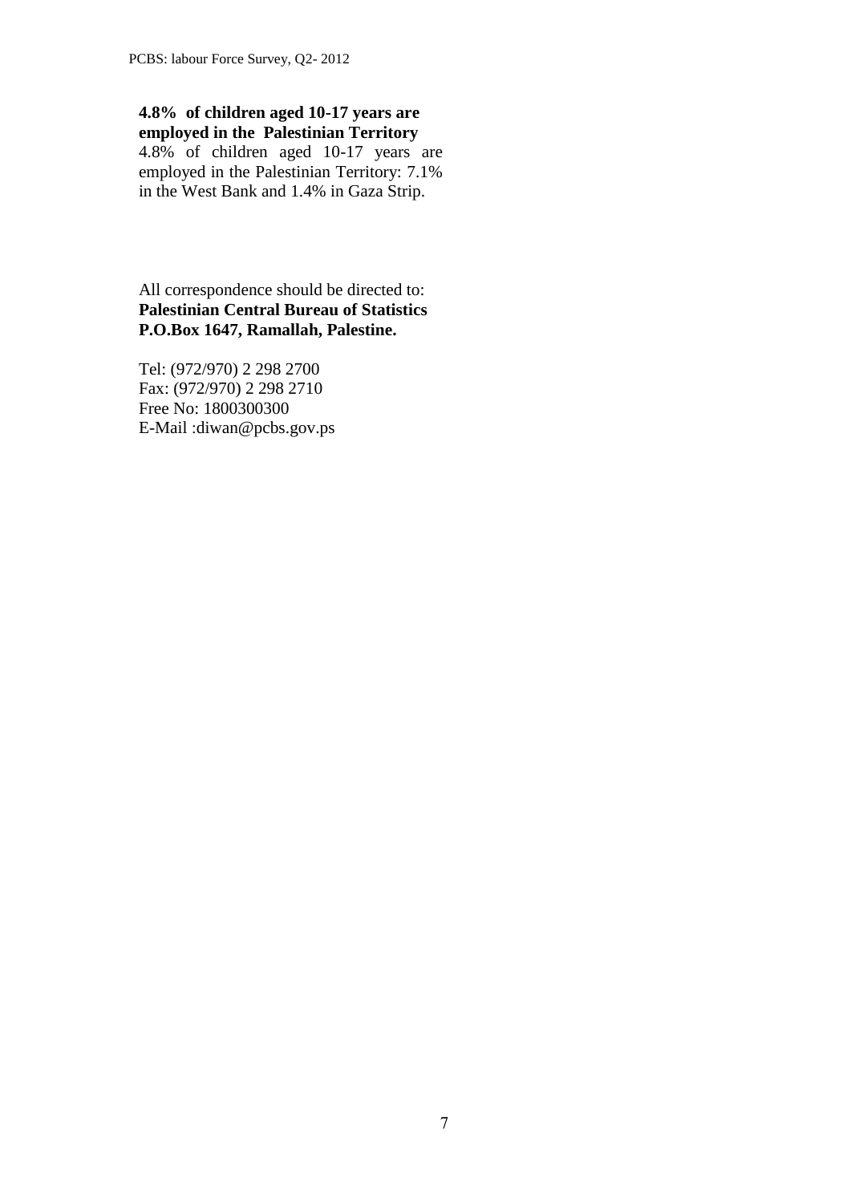**4.8% of children aged 10-17 years are employed in the Palestinian Territory**

4.8% of children aged 10-17 years are employed in the Palestinian Territory: 7.1% in the West Bank and 1.4% in Gaza Strip.

All correspondence should be directed to:
**Palestinian Central Bureau of Statistics**
**P.O.Box 1647, Ramallah, Palestine.**

Tel: (972/970) 2 298 2700
Fax: (972/970) 2 298 2710
Free No: 1800300300
E-Mail :diwan@pcbs.gov.ps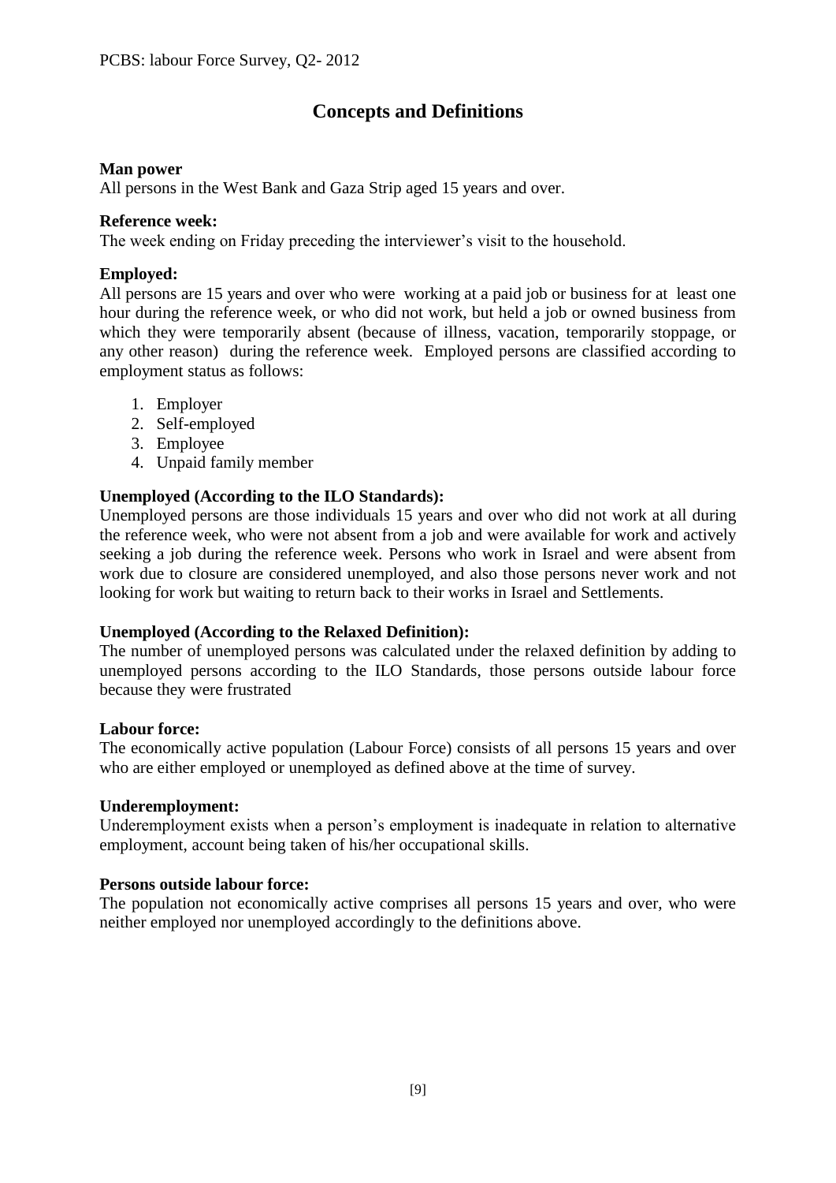# Concepts and Definitions

**Man power**
All persons in the West Bank and Gaza Strip aged 15 years and over.

**Reference week:**
The week ending on Friday preceding the interviewer's visit to the household.

**Employed:**
All persons are 15 years and over who were working at a paid job or business for at least one hour during the reference week, or who did not work, but held a job or owned business from which they were temporarily absent (because of illness, vacation, temporarily stoppage, or any other reason) during the reference week. Employed persons are classified according to employment status as follows:

1. Employer
2. Self-employed
3. Employee
4. Unpaid family member

**Unemployed (According to the ILO Standards):**
Unemployed persons are those individuals 15 years and over who did not work at all during the reference week, who were not absent from a job and were available for work and actively seeking a job during the reference week. Persons who work in Israel and were absent from work due to closure are considered unemployed, and also those persons never work and not looking for work but waiting to return back to their works in Israel and Settlements.

**Unemployed (According to the Relaxed Definition):**
The number of unemployed persons was calculated under the relaxed definition by adding to unemployed persons according to the ILO Standards, those persons outside labour force because they were frustrated

**Labour force:**
The economically active population (Labour Force) consists of all persons 15 years and over who are either employed or unemployed as defined above at the time of survey.

**Underemployment:**
Underemployment exists when a person's employment is inadequate in relation to alternative employment, account being taken of his/her occupational skills.

**Persons outside labour force:**
The population not economically active comprises all persons 15 years and over, who were neither employed nor unemployed accordingly to the definitions above.